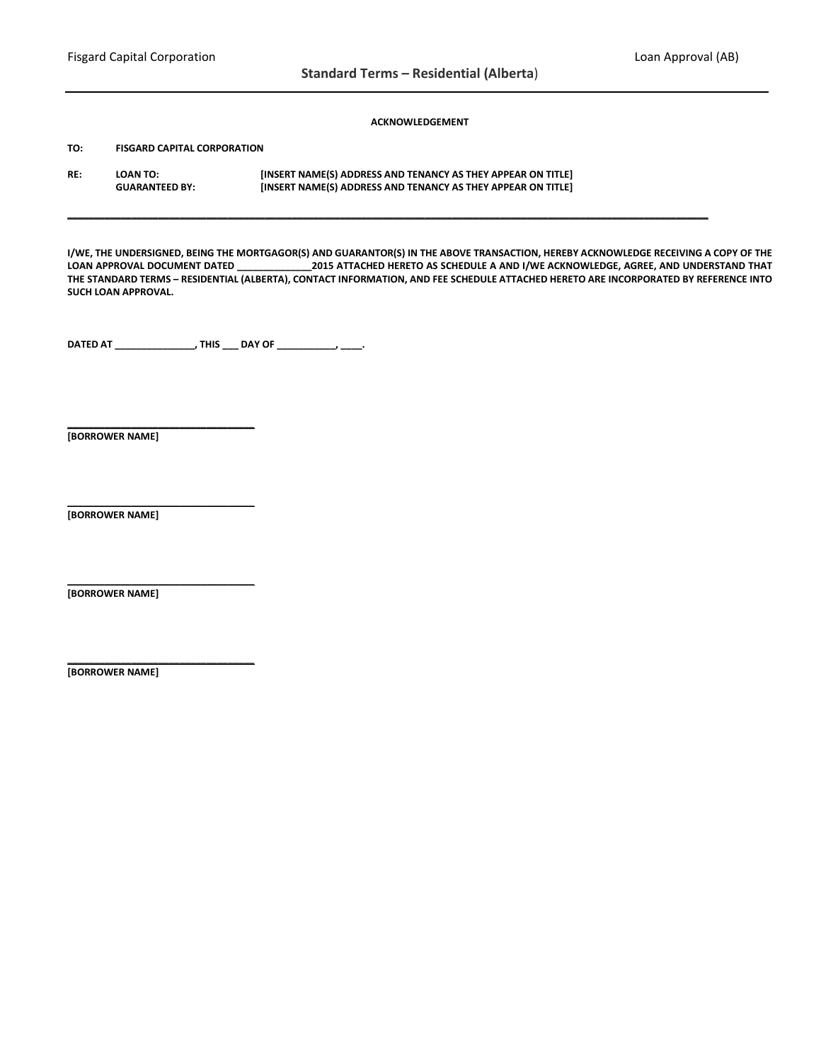Fisgard Capital Corporation | Loan Approval (AB)

## Standard Terms – Residential (Alberta)

**ACKNOWLEDGEMENT**

**TO:** **FISGARD CAPITAL CORPORATION**

**RE:** **LOAN TO:** **[INSERT NAME(S) ADDRESS AND TENANCY AS THEY APPEAR ON TITLE]**
**GUARANTEED BY:** **[INSERT NAME(S) ADDRESS AND TENANCY AS THEY APPEAR ON TITLE]**

---

**I/WE, THE UNDERSIGNED, BEING THE MORTGAGOR(S) AND GUARANTOR(S) IN THE ABOVE TRANSACTION, HEREBY ACKNOWLEDGE RECEIVING A COPY OF THE LOAN APPROVAL DOCUMENT DATED ______________2015 ATTACHED HERETO AS SCHEDULE A AND I/WE ACKNOWLEDGE, AGREE, AND UNDERSTAND THAT THE STANDARD TERMS – RESIDENTIAL (ALBERTA), CONTACT INFORMATION, AND FEE SCHEDULE ATTACHED HERETO ARE INCORPORATED BY REFERENCE INTO SUCH LOAN APPROVAL.**

**DATED AT _______________, THIS ___ DAY OF ___________, ____.**

**__________________________________**
**[BORROWER NAME]**

**__________________________________**
**[BORROWER NAME]**

**__________________________________**
**[BORROWER NAME]**

**__________________________________**
**[BORROWER NAME]**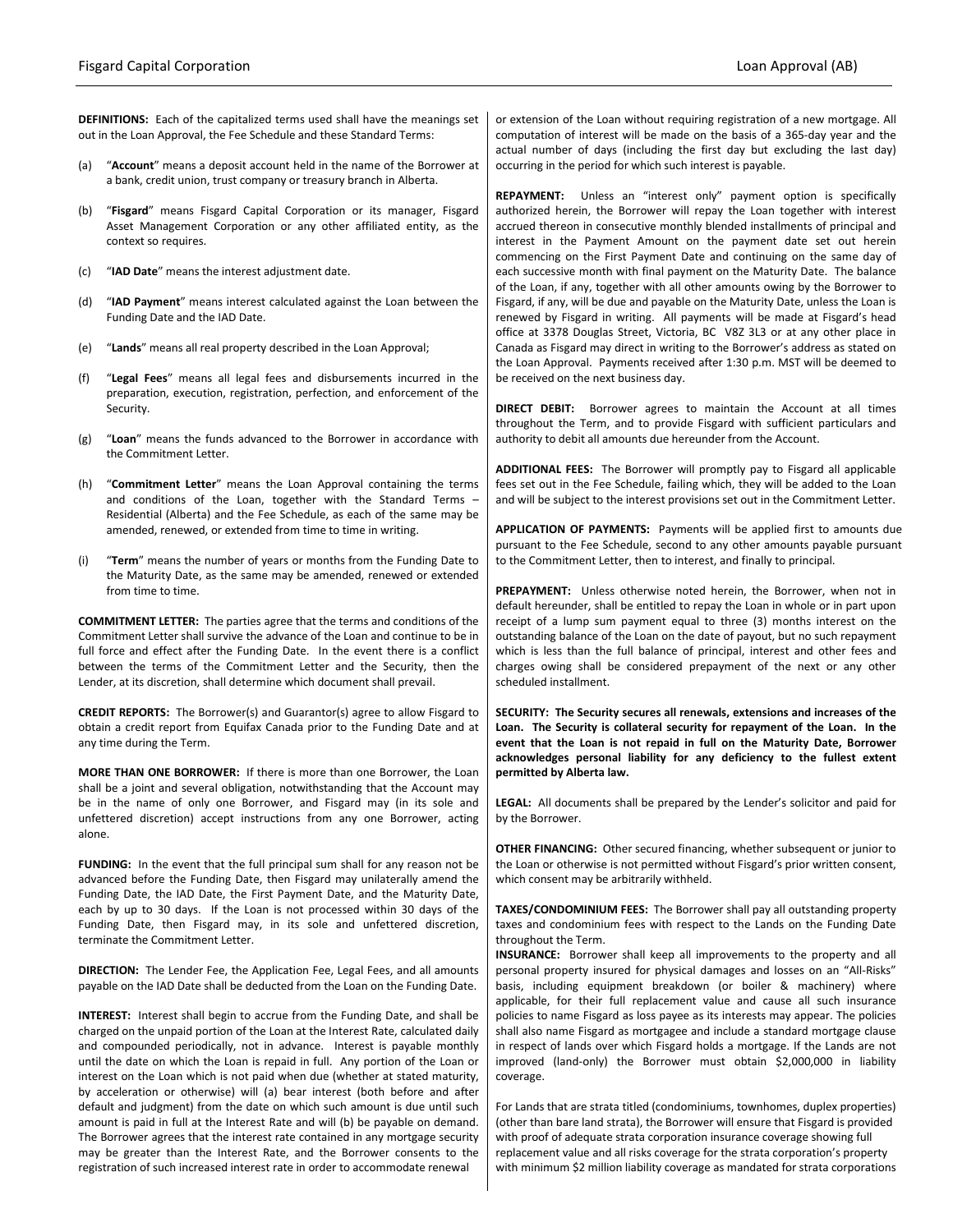**DEFINITIONS:** Each of the capitalized terms used shall have the meanings set out in the Loan Approval, the Fee Schedule and these Standard Terms:

(a) "**Account**" means a deposit account held in the name of the Borrower at a bank, credit union, trust company or treasury branch in Alberta.

(b) "**Fisgard**" means Fisgard Capital Corporation or its manager, Fisgard Asset Management Corporation or any other affiliated entity, as the context so requires.

(c) "**IAD Date**" means the interest adjustment date.

(d) "**IAD Payment**" means interest calculated against the Loan between the Funding Date and the IAD Date.

(e) "**Lands**" means all real property described in the Loan Approval;

(f) "**Legal Fees**" means all legal fees and disbursements incurred in the preparation, execution, registration, perfection, and enforcement of the Security.

(g) "**Loan**" means the funds advanced to the Borrower in accordance with the Commitment Letter.

(h) "**Commitment Letter**" means the Loan Approval containing the terms and conditions of the Loan, together with the Standard Terms – Residential (Alberta) and the Fee Schedule, as each of the same may be amended, renewed, or extended from time to time in writing.

(i) "**Term**" means the number of years or months from the Funding Date to the Maturity Date, as the same may be amended, renewed or extended from time to time.

**COMMITMENT LETTER:** The parties agree that the terms and conditions of the Commitment Letter shall survive the advance of the Loan and continue to be in full force and effect after the Funding Date. In the event there is a conflict between the terms of the Commitment Letter and the Security, then the Lender, at its discretion, shall determine which document shall prevail.

**CREDIT REPORTS:** The Borrower(s) and Guarantor(s) agree to allow Fisgard to obtain a credit report from Equifax Canada prior to the Funding Date and at any time during the Term.

**MORE THAN ONE BORROWER:** If there is more than one Borrower, the Loan shall be a joint and several obligation, notwithstanding that the Account may be in the name of only one Borrower, and Fisgard may (in its sole and unfettered discretion) accept instructions from any one Borrower, acting alone.

**FUNDING:** In the event that the full principal sum shall for any reason not be advanced before the Funding Date, then Fisgard may unilaterally amend the Funding Date, the IAD Date, the First Payment Date, and the Maturity Date, each by up to 30 days. If the Loan is not processed within 30 days of the Funding Date, then Fisgard may, in its sole and unfettered discretion, terminate the Commitment Letter.

**DIRECTION:** The Lender Fee, the Application Fee, Legal Fees, and all amounts payable on the IAD Date shall be deducted from the Loan on the Funding Date.

**INTEREST:** Interest shall begin to accrue from the Funding Date, and shall be charged on the unpaid portion of the Loan at the Interest Rate, calculated daily and compounded periodically, not in advance. Interest is payable monthly until the date on which the Loan is repaid in full. Any portion of the Loan or interest on the Loan which is not paid when due (whether at stated maturity, by acceleration or otherwise) will (a) bear interest (both before and after default and judgment) from the date on which such amount is due until such amount is paid in full at the Interest Rate and will (b) be payable on demand. The Borrower agrees that the interest rate contained in any mortgage security may be greater than the Interest Rate, and the Borrower consents to the registration of such increased interest rate in order to accommodate renewal or extension of the Loan without requiring registration of a new mortgage. All computation of interest will be made on the basis of a 365-day year and the actual number of days (including the first day but excluding the last day) occurring in the period for which such interest is payable.

**REPAYMENT:** Unless an "interest only" payment option is specifically authorized herein, the Borrower will repay the Loan together with interest accrued thereon in consecutive monthly blended installments of principal and interest in the Payment Amount on the payment date set out herein commencing on the First Payment Date and continuing on the same day of each successive month with final payment on the Maturity Date. The balance of the Loan, if any, together with all other amounts owing by the Borrower to Fisgard, if any, will be due and payable on the Maturity Date, unless the Loan is renewed by Fisgard in writing. All payments will be made at Fisgard's head office at 3378 Douglas Street, Victoria, BC V8Z 3L3 or at any other place in Canada as Fisgard may direct in writing to the Borrower's address as stated on the Loan Approval. Payments received after 1:30 p.m. MST will be deemed to be received on the next business day.

**DIRECT DEBIT:** Borrower agrees to maintain the Account at all times throughout the Term, and to provide Fisgard with sufficient particulars and authority to debit all amounts due hereunder from the Account.

**ADDITIONAL FEES:** The Borrower will promptly pay to Fisgard all applicable fees set out in the Fee Schedule, failing which, they will be added to the Loan and will be subject to the interest provisions set out in the Commitment Letter.

**APPLICATION OF PAYMENTS:** Payments will be applied first to amounts due pursuant to the Fee Schedule, second to any other amounts payable pursuant to the Commitment Letter, then to interest, and finally to principal.

**PREPAYMENT:** Unless otherwise noted herein, the Borrower, when not in default hereunder, shall be entitled to repay the Loan in whole or in part upon receipt of a lump sum payment equal to three (3) months interest on the outstanding balance of the Loan on the date of payout, but no such repayment which is less than the full balance of principal, interest and other fees and charges owing shall be considered prepayment of the next or any other scheduled installment.

**SECURITY: The Security secures all renewals, extensions and increases of the Loan. The Security is collateral security for repayment of the Loan. In the event that the Loan is not repaid in full on the Maturity Date, Borrower acknowledges personal liability for any deficiency to the fullest extent permitted by Alberta law.**

**LEGAL:** All documents shall be prepared by the Lender's solicitor and paid for by the Borrower.

**OTHER FINANCING:** Other secured financing, whether subsequent or junior to the Loan or otherwise is not permitted without Fisgard's prior written consent, which consent may be arbitrarily withheld.

**TAXES/CONDOMINIUM FEES:** The Borrower shall pay all outstanding property taxes and condominium fees with respect to the Lands on the Funding Date throughout the Term.

**INSURANCE:** Borrower shall keep all improvements to the property and all personal property insured for physical damages and losses on an "All-Risks" basis, including equipment breakdown (or boiler & machinery) where applicable, for their full replacement value and cause all such insurance policies to name Fisgard as loss payee as its interests may appear. The policies shall also name Fisgard as mortgagee and include a standard mortgage clause in respect of lands over which Fisgard holds a mortgage. If the Lands are not improved (land-only) the Borrower must obtain $2,000,000 in liability coverage.

For Lands that are strata titled (condominiums, townhomes, duplex properties) (other than bare land strata), the Borrower will ensure that Fisgard is provided with proof of adequate strata corporation insurance coverage showing full replacement value and all risks coverage for the strata corporation's property with minimum $2 million liability coverage as mandated for strata corporations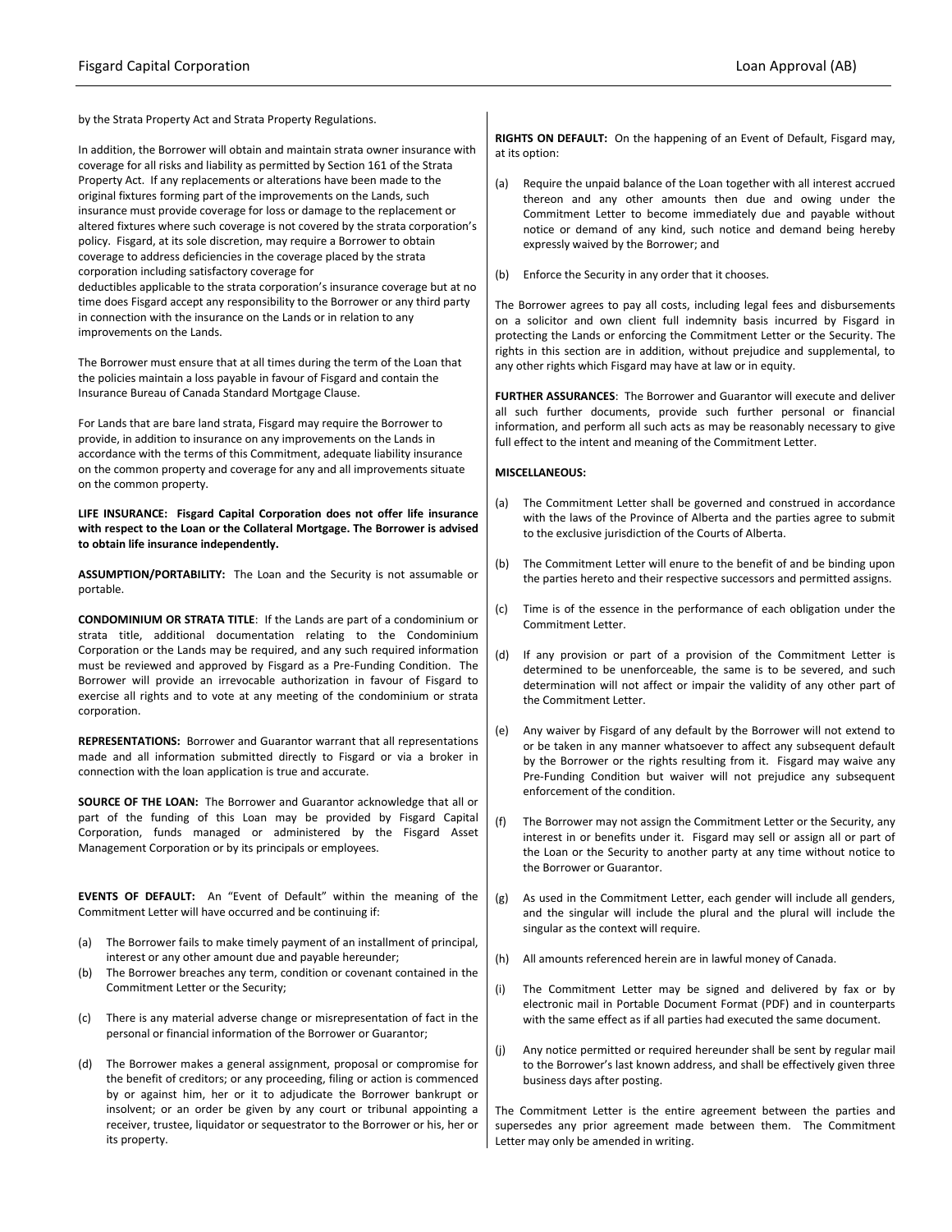by the Strata Property Act and Strata Property Regulations.

In addition, the Borrower will obtain and maintain strata owner insurance with coverage for all risks and liability as permitted by Section 161 of the Strata Property Act. If any replacements or alterations have been made to the original fixtures forming part of the improvements on the Lands, such insurance must provide coverage for loss or damage to the replacement or altered fixtures where such coverage is not covered by the strata corporation's policy. Fisgard, at its sole discretion, may require a Borrower to obtain coverage to address deficiencies in the coverage placed by the strata corporation including satisfactory coverage for deductibles applicable to the strata corporation's insurance coverage but at no time does Fisgard accept any responsibility to the Borrower or any third party in connection with the insurance on the Lands or in relation to any improvements on the Lands.

The Borrower must ensure that at all times during the term of the Loan that the policies maintain a loss payable in favour of Fisgard and contain the Insurance Bureau of Canada Standard Mortgage Clause.

For Lands that are bare land strata, Fisgard may require the Borrower to provide, in addition to insurance on any improvements on the Lands in accordance with the terms of this Commitment, adequate liability insurance on the common property and coverage for any and all improvements situate on the common property.

**LIFE INSURANCE: Fisgard Capital Corporation does not offer life insurance with respect to the Loan or the Collateral Mortgage. The Borrower is advised to obtain life insurance independently.**

**ASSUMPTION/PORTABILITY:** The Loan and the Security is not assumable or portable.

**CONDOMINIUM OR STRATA TITLE**: If the Lands are part of a condominium or strata title, additional documentation relating to the Condominium Corporation or the Lands may be required, and any such required information must be reviewed and approved by Fisgard as a Pre-Funding Condition. The Borrower will provide an irrevocable authorization in favour of Fisgard to exercise all rights and to vote at any meeting of the condominium or strata corporation.

**REPRESENTATIONS:** Borrower and Guarantor warrant that all representations made and all information submitted directly to Fisgard or via a broker in connection with the loan application is true and accurate.

**SOURCE OF THE LOAN:** The Borrower and Guarantor acknowledge that all or part of the funding of this Loan may be provided by Fisgard Capital Corporation, funds managed or administered by the Fisgard Asset Management Corporation or by its principals or employees.

**EVENTS OF DEFAULT:** An "Event of Default" within the meaning of the Commitment Letter will have occurred and be continuing if:

(a) The Borrower fails to make timely payment of an installment of principal, interest or any other amount due and payable hereunder;

(b) The Borrower breaches any term, condition or covenant contained in the Commitment Letter or the Security;

(c) There is any material adverse change or misrepresentation of fact in the personal or financial information of the Borrower or Guarantor;

(d) The Borrower makes a general assignment, proposal or compromise for the benefit of creditors; or any proceeding, filing or action is commenced by or against him, her or it to adjudicate the Borrower bankrupt or insolvent; or an order be given by any court or tribunal appointing a receiver, trustee, liquidator or sequestrator to the Borrower or his, her or its property.

**RIGHTS ON DEFAULT:** On the happening of an Event of Default, Fisgard may, at its option:

(a) Require the unpaid balance of the Loan together with all interest accrued thereon and any other amounts then due and owing under the Commitment Letter to become immediately due and payable without notice or demand of any kind, such notice and demand being hereby expressly waived by the Borrower; and

(b) Enforce the Security in any order that it chooses.

The Borrower agrees to pay all costs, including legal fees and disbursements on a solicitor and own client full indemnity basis incurred by Fisgard in protecting the Lands or enforcing the Commitment Letter or the Security. The rights in this section are in addition, without prejudice and supplemental, to any other rights which Fisgard may have at law or in equity.

**FURTHER ASSURANCES**: The Borrower and Guarantor will execute and deliver all such further documents, provide such further personal or financial information, and perform all such acts as may be reasonably necessary to give full effect to the intent and meaning of the Commitment Letter.

**MISCELLANEOUS:**

(a) The Commitment Letter shall be governed and construed in accordance with the laws of the Province of Alberta and the parties agree to submit to the exclusive jurisdiction of the Courts of Alberta.

(b) The Commitment Letter will enure to the benefit of and be binding upon the parties hereto and their respective successors and permitted assigns.

(c) Time is of the essence in the performance of each obligation under the Commitment Letter.

(d) If any provision or part of a provision of the Commitment Letter is determined to be unenforceable, the same is to be severed, and such determination will not affect or impair the validity of any other part of the Commitment Letter.

(e) Any waiver by Fisgard of any default by the Borrower will not extend to or be taken in any manner whatsoever to affect any subsequent default by the Borrower or the rights resulting from it. Fisgard may waive any Pre-Funding Condition but waiver will not prejudice any subsequent enforcement of the condition.

(f) The Borrower may not assign the Commitment Letter or the Security, any interest in or benefits under it. Fisgard may sell or assign all or part of the Loan or the Security to another party at any time without notice to the Borrower or Guarantor.

(g) As used in the Commitment Letter, each gender will include all genders, and the singular will include the plural and the plural will include the singular as the context will require.

(h) All amounts referenced herein are in lawful money of Canada.

(i) The Commitment Letter may be signed and delivered by fax or by electronic mail in Portable Document Format (PDF) and in counterparts with the same effect as if all parties had executed the same document.

(j) Any notice permitted or required hereunder shall be sent by regular mail to the Borrower's last known address, and shall be effectively given three business days after posting.

The Commitment Letter is the entire agreement between the parties and supersedes any prior agreement made between them. The Commitment Letter may only be amended in writing.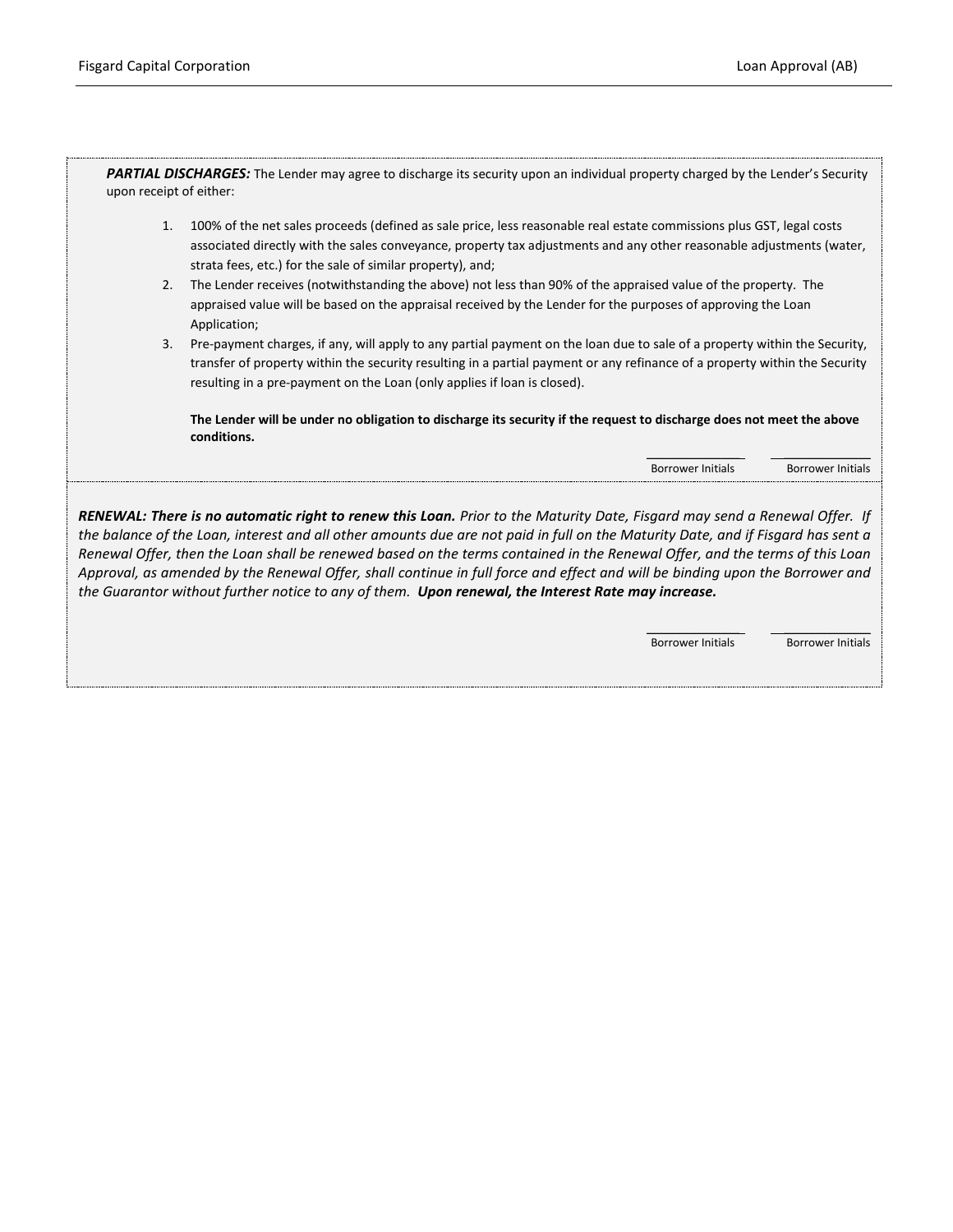***PARTIAL DISCHARGES:*** The Lender may agree to discharge its security upon an individual property charged by the Lender's Security upon receipt of either:

1. 100% of the net sales proceeds (defined as sale price, less reasonable real estate commissions plus GST, legal costs associated directly with the sales conveyance, property tax adjustments and any other reasonable adjustments (water, strata fees, etc.) for the sale of similar property), and;
2. The Lender receives (notwithstanding the above) not less than 90% of the appraised value of the property. The appraised value will be based on the appraisal received by the Lender for the purposes of approving the Loan Application;
3. Pre-payment charges, if any, will apply to any partial payment on the loan due to sale of a property within the Security, transfer of property within the security resulting in a partial payment or any refinance of a property within the Security resulting in a pre-payment on the Loan (only applies if loan is closed).

**The Lender will be under no obligation to discharge its security if the request to discharge does not meet the above conditions.**

\_\_\_\_\_\_\_\_\_\_\_\_\_\_ Borrower Initials &nbsp;&nbsp;&nbsp; \_\_\_\_\_\_\_\_\_\_\_\_\_\_ Borrower Initials

***RENEWAL: There is no automatic right to renew this Loan.*** *Prior to the Maturity Date, Fisgard may send a Renewal Offer. If the balance of the Loan, interest and all other amounts due are not paid in full on the Maturity Date, and if Fisgard has sent a Renewal Offer, then the Loan shall be renewed based on the terms contained in the Renewal Offer, and the terms of this Loan Approval, as amended by the Renewal Offer, shall continue in full force and effect and will be binding upon the Borrower and the Guarantor without further notice to any of them.* ***Upon renewal, the Interest Rate may increase.***

\_\_\_\_\_\_\_\_\_\_\_\_\_\_ Borrower Initials &nbsp;&nbsp;&nbsp; \_\_\_\_\_\_\_\_\_\_\_\_\_\_ Borrower Initials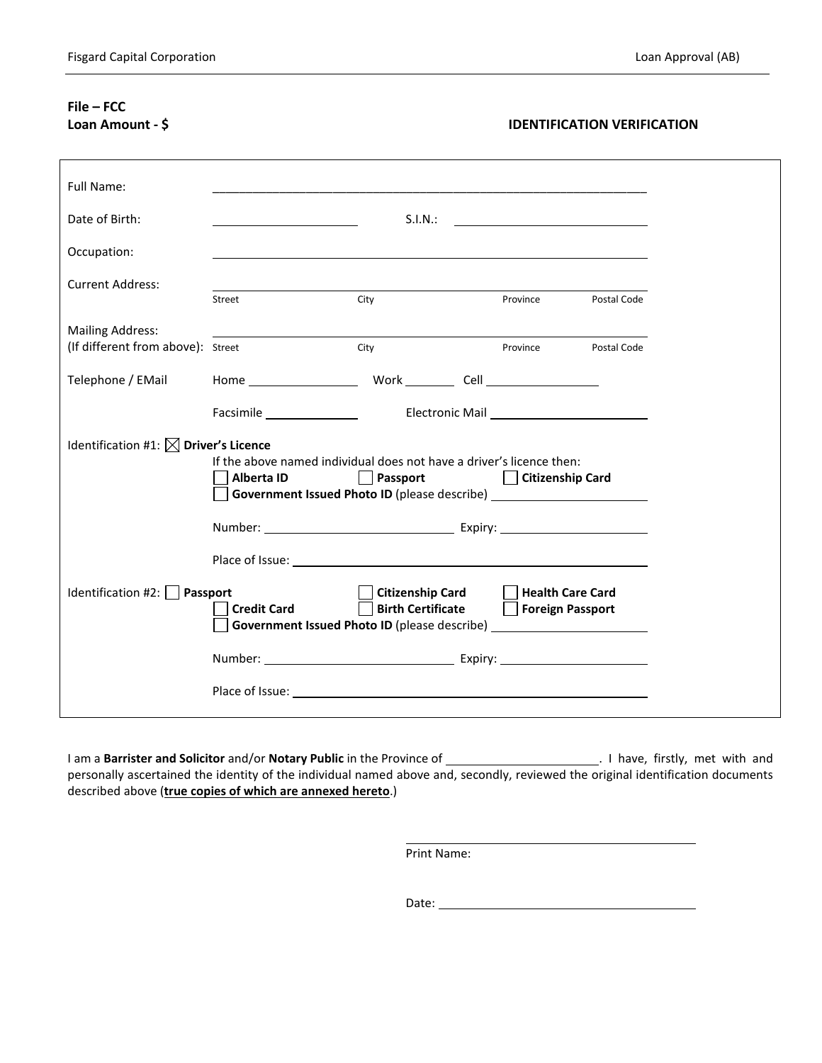**File – FCC**
**Loan Amount - $**

**IDENTIFICATION VERIFICATION**

Full Name: ____________________________________________

Date of Birth: ______________ S.I.N.: ______________

Occupation: ____________________________________________

Current Address: ____________________________________________
Street City Province Postal Code

Mailing Address:
(If different from above): ____________________________________________
Street City Province Postal Code

Telephone / EMail: Home ______________ Work ________ Cell ______________

Facsimile ______________ Electronic Mail ______________

Identification #1: ☒ **Driver's Licence**

If the above named individual does not have a driver's licence then:

☐ **Alberta ID** ☐ **Passport** ☐ **Citizenship Card**
☐ **Government Issued Photo ID** (please describe) ______________

Number: ______________ Expiry: ______________

Place of Issue: ______________

Identification #2: ☐ **Passport** ☐ **Citizenship Card** ☐ **Health Care Card**
☐ **Credit Card** ☐ **Birth Certificate** ☐ **Foreign Passport**
☐ **Government Issued Photo ID** (please describe) ______________

Number: ______________ Expiry: ______________

Place of Issue: ______________

I am a **Barrister and Solicitor** and/or **Notary Public** in the Province of ______________. I have, firstly, met with and personally ascertained the identity of the individual named above and, secondly, reviewed the original identification documents described above (**true copies of which are annexed hereto**.)

______________
Print Name:

Date: ______________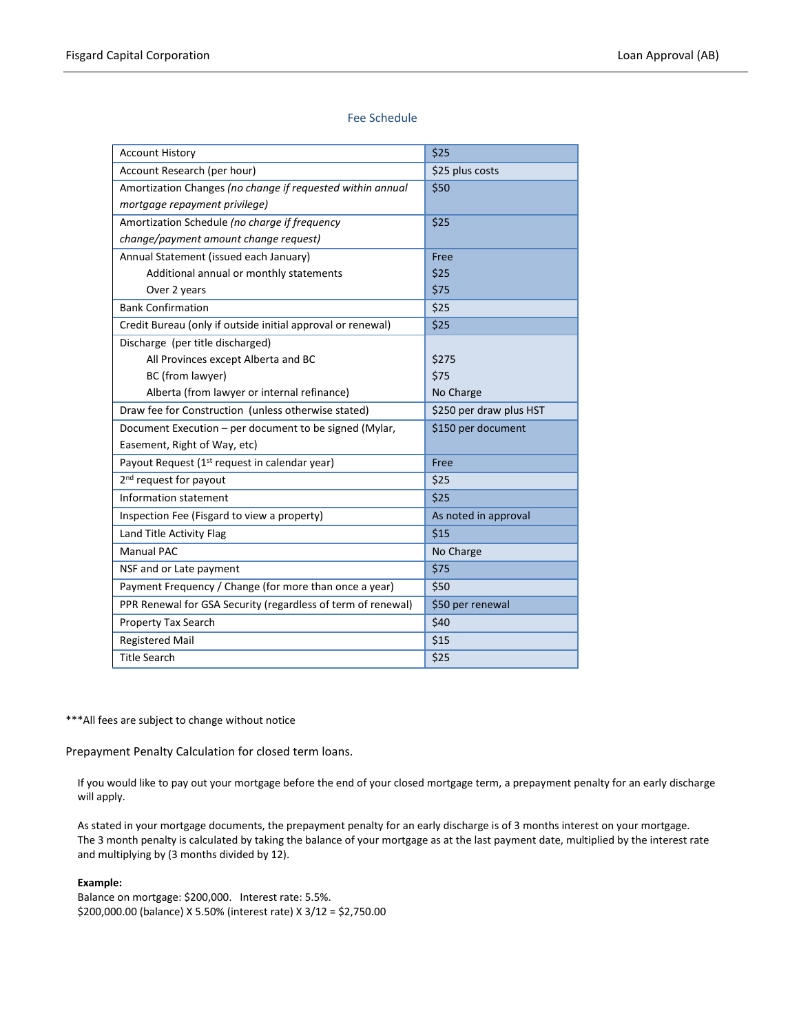## Fee Schedule

| | |
|---|---|
| Account History | $25 |
| Account Research (per hour) | $25 plus costs |
| Amortization Changes *(no change if requested within annual mortgage repayment privilege)* | $50 |
| Amortization Schedule *(no charge if frequency change/payment amount change request)* | $25 |
| Annual Statement (issued each January) | Free |
| Additional annual or monthly statements | $25 |
| Over 2 years | $75 |
| Bank Confirmation | $25 |
| Credit Bureau (only if outside initial approval or renewal) | $25 |
| Discharge (per title discharged) | |
| All Provinces except Alberta and BC | $275 |
| BC (from lawyer) | $75 |
| Alberta (from lawyer or internal refinance) | No Charge |
| Draw fee for Construction (unless otherwise stated) | $250 per draw plus HST |
| Document Execution – per document to be signed (Mylar, Easement, Right of Way, etc) | $150 per document |
| Payout Request (1st request in calendar year) | Free |
| 2nd request for payout | $25 |
| Information statement | $25 |
| Inspection Fee (Fisgard to view a property) | As noted in approval |
| Land Title Activity Flag | $15 |
| Manual PAC | No Charge |
| NSF and or Late payment | $75 |
| Payment Frequency / Change (for more than once a year) | $50 |
| PPR Renewal for GSA Security (regardless of term of renewal) | $50 per renewal |
| Property Tax Search | $40 |
| Registered Mail | $15 |
| Title Search | $25 |

***All fees are subject to change without notice

Prepayment Penalty Calculation for closed term loans.

If you would like to pay out your mortgage before the end of your closed mortgage term, a prepayment penalty for an early discharge will apply.

As stated in your mortgage documents, the prepayment penalty for an early discharge is of 3 months interest on your mortgage. The 3 month penalty is calculated by taking the balance of your mortgage as at the last payment date, multiplied by the interest rate and multiplying by (3 months divided by 12).

**Example:**
Balance on mortgage: $200,000. Interest rate: 5.5%.
$200,000.00 (balance) X 5.50% (interest rate) X 3/12 = $2,750.00